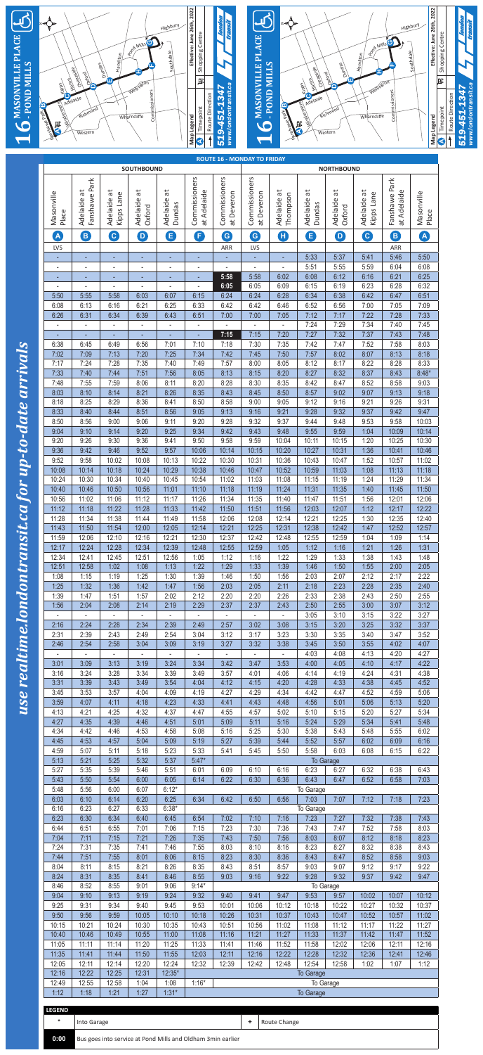# 16 MASONVILLE PLACE - POND MILLS

Effective: June 26th, 2022

**Map Legend**
- Timepoint
- Route Direction
- Shopping Centre

**519-451-1347**
**www.londontransit.ca**

*use realtime.londontransit.ca for up-to-date arrivals*

## ROUTE 16 - MONDAY TO FRIDAY

| SOUTHBOUND | | | | | | | NORTHBOUND | | | | | | |
|---|---|---|---|---|---|---|---|---|---|---|---|---|---|
| Masonville Place | Adelaide at Fanshawe Park | Adelaide at Kipps Lane | Adelaide at Oxford | Adelaide at Dundas | Commissioners at Adelaide | Commissioners at Deveron | Commissioners at Deveron | Adelaide at Thompson | Adelaide at Dundas | Adelaide at Oxford | Adelaide at Kipps Lane | Fanshawe Park at Adelaide | Masonville Place |
| A | B | C | D | E | F | G | G | H | E | D | C | B | A |
| LVS | | | | | | ARR | LVS | | | | | ARR | |
| - | - | - | - | - | - | - | - | - | 5:33 | 5:37 | 5:41 | 5:46 | 5:50 |
| - | - | - | - | - | - | - | - | - | 5:51 | 5:55 | 5:59 | 6:04 | 6:08 |
| - | - | - | - | - | - | **5:58** | 5:58 | 6:02 | 6:08 | 6:12 | 6:16 | 6:21 | 6:25 |
| - | - | - | - | - | - | **6:05** | 6:05 | 6:09 | 6:15 | 6:19 | 6:23 | 6:28 | 6:32 |
| 5:50 | 5:55 | 5:58 | 6:03 | 6:07 | 6:15 | 6:24 | 6:24 | 6:28 | 6:34 | 6:38 | 6:42 | 6:47 | 6:51 |
| 6:08 | 6:13 | 6:16 | 6:21 | 6:25 | 6:33 | 6:42 | 6:42 | 6:46 | 6:52 | 6:56 | 7:00 | 7:05 | 7:09 |
| 6:26 | 6:31 | 6:34 | 6:39 | 6:43 | 6:51 | 7:00 | 7:00 | 7:05 | 7:12 | 7:17 | 7:22 | 7:28 | 7:33 |
| - | - | - | - | - | - | - | - | - | 7:24 | 7:29 | 7:34 | 7:40 | 7:45 |
| - | - | - | - | - | - | **7:15** | 7:15 | 7:20 | 7:27 | 7:32 | 7:37 | 7:43 | 7:48 |
| 6:38 | 6:45 | 6:49 | 6:56 | 7:01 | 7:10 | 7:18 | 7:30 | 7:35 | 7:42 | 7:47 | 7:52 | 7:58 | 8:03 |
| 7:02 | 7:09 | 7:13 | 7:20 | 7:25 | 7:34 | 7:42 | 7:45 | 7:50 | 7:57 | 8:02 | 8:07 | 8:13 | 8:18 |
| 7:17 | 7:24 | 7:28 | 7:35 | 7:40 | 7:49 | 7:57 | 8:00 | 8:05 | 8:12 | 8:17 | 8:22 | 8:28 | 8:33 |
| 7:33 | 7:40 | 7:44 | 7:51 | 7:56 | 8:05 | 8:13 | 8:15 | 8:20 | 8:27 | 8:32 | 8:37 | 8:43 | 8:48* |
| 7:48 | 7:55 | 7:59 | 8:06 | 8:11 | 8:20 | 8:28 | 8:30 | 8:35 | 8:42 | 8:47 | 8:52 | 8:58 | 9:03 |
| 8:03 | 8:10 | 8:14 | 8:21 | 8:26 | 8:35 | 8:43 | 8:45 | 8:50 | 8:57 | 9:02 | 9:07 | 9:13 | 9:18 |
| 8:18 | 8:25 | 8:29 | 8:36 | 8:41 | 8:50 | 8:58 | 9:00 | 9:05 | 9:12 | 9:16 | 9:21 | 9:26 | 9:31 |
| 8:33 | 8:40 | 8:44 | 8:51 | 8:56 | 9:05 | 9:13 | 9:16 | 9:21 | 9:28 | 9:32 | 9:37 | 9:42 | 9:47 |
| 8:50 | 8:56 | 9:00 | 9:06 | 9:11 | 9:20 | 9:28 | 9:32 | 9:37 | 9:44 | 9:48 | 9:53 | 9:58 | 10:03 |
| 9:04 | 9:10 | 9:14 | 9:20 | 9:25 | 9:34 | 9:42 | 9:43 | 9:48 | 9:55 | 9:59 | 1:04 | 10:09 | 10:14 |
| 9:20 | 9:26 | 9:30 | 9:36 | 9:41 | 9:50 | 9:58 | 9:59 | 10:04 | 10:11 | 10:15 | 1:20 | 10:25 | 10:30 |
| 9:36 | 9:42 | 9:46 | 9:52 | 9:57 | 10:06 | 10:14 | 10:15 | 10:20 | 10:27 | 10:31 | 1:36 | 10:41 | 10:46 |
| 9:52 | 9:58 | 10:02 | 10:08 | 10:13 | 10:22 | 10:30 | 10:31 | 10:36 | 10:43 | 10:47 | 1:52 | 10:57 | 11:02 |
| 10:08 | 10:14 | 10:18 | 10:24 | 10:29 | 10:38 | 10:46 | 10:47 | 10:52 | 10:59 | 11:03 | 1:08 | 11:13 | 11:18 |
| 10:24 | 10:30 | 10:34 | 10:40 | 10:45 | 10:54 | 11:02 | 11:03 | 11:08 | 11:15 | 11:19 | 1:24 | 11:29 | 11:34 |
| 10:40 | 10:46 | 10:50 | 10:56 | 11:01 | 11:10 | 11:18 | 11:19 | 11:24 | 11:31 | 11:35 | 1:40 | 11:45 | 11:50 |
| 10:56 | 11:02 | 11:06 | 11:12 | 11:17 | 11:26 | 11:34 | 11:35 | 11:40 | 11:47 | 11:51 | 1:56 | 12:01 | 12:06 |
| 11:12 | 11:18 | 11:22 | 11:28 | 11:33 | 11:42 | 11:50 | 11:51 | 11:56 | 12:03 | 12:07 | 1:12 | 12:17 | 12:22 |
| 11:28 | 11:34 | 11:38 | 11:44 | 11:49 | 11:58 | 12:06 | 12:08 | 12:14 | 12:21 | 12:25 | 1:30 | 12:35 | 12:40 |
| 11:43 | 11:50 | 11:54 | 12:00 | 12:05 | 12:14 | 12:21 | 12:25 | 12:31 | 12:38 | 12:42 | 1:47 | 12:52 | 12:57 |
| 11:59 | 12:06 | 12:10 | 12:16 | 12:21 | 12:30 | 12:37 | 12:42 | 12:48 | 12:55 | 12:59 | 1:04 | 1:09 | 1:14 |
| 12:17 | 12:24 | 12:28 | 12:34 | 12:39 | 12:48 | 12:55 | 12:59 | 1:05 | 1:12 | 1:16 | 1:21 | 1:26 | 1:31 |
| 12:34 | 12:41 | 12:45 | 12:51 | 12:56 | 1:05 | 1:12 | 1:16 | 1:22 | 1:29 | 1:33 | 1:38 | 1:43 | 1:48 |
| 12:51 | 12:58 | 1:02 | 1:08 | 1:13 | 1:22 | 1:29 | 1:33 | 1:39 | 1:46 | 1:50 | 1:55 | 2:00 | 2:05 |
| 1:08 | 1:15 | 1:19 | 1:25 | 1:30 | 1:39 | 1:46 | 1:50 | 1:56 | 2:03 | 2:07 | 2:12 | 2:17 | 2:22 |
| 1:25 | 1:32 | 1:36 | 1:42 | 1:47 | 1:56 | 2:03 | 2:05 | 2:11 | 2:18 | 2:23 | 2:28 | 2:35 | 2:40 |
| 1:39 | 1:47 | 1:51 | 1:57 | 2:02 | 2:12 | 2:20 | 2:20 | 2:26 | 2:33 | 2:38 | 2:43 | 2:50 | 2:55 |
| 1:56 | 2:04 | 2:08 | 2:14 | 2:19 | 2:29 | 2:37 | 2:37 | 2:43 | 2:50 | 2:55 | 3:00 | 3:07 | 3:12 |
| - | - | - | - | - | - | - | - | - | 3:05 | 3:10 | 3:15 | 3:22 | 3:27 |
| 2:16 | 2:24 | 2:28 | 2:34 | 2:39 | 2:49 | 2:57 | 3:02 | 3:08 | 3:15 | 3:20 | 3:25 | 3:32 | 3:37 |
| 2:31 | 2:39 | 2:43 | 2:49 | 2:54 | 3:04 | 3:12 | 3:17 | 3:23 | 3:30 | 3:35 | 3:40 | 3:47 | 3:52 |
| 2:46 | 2:54 | 2:58 | 3:04 | 3:09 | 3:19 | 3:27 | 3:32 | 3:38 | 3:45 | 3:50 | 3:55 | 4:02 | 4:07 |
| - | - | - | - | - | - | - | - | - | 4:03 | 4:08 | 4:13 | 4:20 | 4:27 |
| 3:01 | 3:09 | 3:13 | 3:19 | 3:24 | 3:34 | 3:42 | 3:47 | 3:53 | 4:00 | 4:05 | 4:10 | 4:17 | 4:22 |
| 3:16 | 3:24 | 3:28 | 3:34 | 3:39 | 3:49 | 3:57 | 4:01 | 4:06 | 4:14 | 4:19 | 4:24 | 4:31 | 4:38 |
| 3:31 | 3:39 | 3:43 | 3:49 | 3:54 | 4:04 | 4:12 | 4:15 | 4:20 | 4:28 | 4:33 | 4:38 | 4:45 | 4:52 |
| 3:45 | 3:53 | 3:57 | 4:04 | 4:09 | 4:19 | 4:27 | 4:29 | 4:34 | 4:42 | 4:47 | 4:52 | 4:59 | 5:06 |
| 3:59 | 4:07 | 4:11 | 4:18 | 4:23 | 4:33 | 4:41 | 4:43 | 4:48 | 4:56 | 5:01 | 5:06 | 5:13 | 5:20 |
| 4:13 | 4:21 | 4:25 | 4:32 | 4:37 | 4:47 | 4:55 | 4:57 | 5:02 | 5:10 | 5:15 | 5:20 | 5:27 | 5:34 |
| 4:27 | 4:35 | 4:39 | 4:46 | 4:51 | 5:01 | 5:09 | 5:11 | 5:16 | 5:24 | 5:29 | 5:34 | 5:41 | 5:48 |
| 4:34 | 4:42 | 4:46 | 4:53 | 4:58 | 5:08 | 5:16 | 5:25 | 5:30 | 5:38 | 5:43 | 5:48 | 5:55 | 6:02 |
| 4:45 | 4:53 | 4:57 | 5:04 | 5:09 | 5:19 | 5:27 | 5:39 | 5:44 | 5:52 | 5:57 | 6:02 | 6:09 | 6:16 |
| 4:59 | 5:07 | 5:11 | 5:18 | 5:23 | 5:33 | 5:41 | 5:45 | 5:50 | 5:58 | 6:03 | 6:08 | 6:15 | 6:22 |
| 5:13 | 5:21 | 5:25 | 5:32 | 5:37 | 5:47* | | | | To Garage | | | | |
| 5:27 | 5:35 | 5:39 | 5:46 | 5:51 | 6:01 | 6:09 | 6:10 | 6:16 | 6:23 | 6:27 | 6:32 | 6:38 | 6:43 |
| 5:43 | 5:50 | 5:54 | 6:00 | 6:05 | 6:14 | 6:22 | 6:30 | 6:36 | 6:43 | 6:47 | 6:52 | 6:58 | 7:03 |
| 5:48 | 5:56 | 6:00 | 6:07 | 6:12* | | | | | To Garage | | | | |
| 6:03 | 6:10 | 6:14 | 6:20 | 6:25 | 6:34 | 6:42 | 6:50 | 6:56 | 7:03 | 7:07 | 7:12 | 7:18 | 7:23 |
| 6:16 | 6:23 | 6:27 | 6:33 | 6:38* | | | | | To Garage | | | | |
| 6:23 | 6:30 | 6:34 | 6:40 | 6:45 | 6:54 | 7:02 | 7:10 | 7:16 | 7:23 | 7:27 | 7:32 | 7:38 | 7:43 |
| 6:44 | 6:51 | 6:55 | 7:01 | 7:06 | 7:15 | 7:23 | 7:30 | 7:36 | 7:43 | 7:47 | 7:52 | 7:58 | 8:03 |
| 7:04 | 7:11 | 7:15 | 7:21 | 7:26 | 7:35 | 7:43 | 7:50 | 7:56 | 8:03 | 8:07 | 8:12 | 8:18 | 8:23 |
| 7:24 | 7:31 | 7:35 | 7:41 | 7:46 | 7:55 | 8:03 | 8:10 | 8:16 | 8:23 | 8:27 | 8:32 | 8:38 | 8:43 |
| 7:44 | 7:51 | 7:55 | 8:01 | 8:06 | 8:15 | 8:23 | 8:30 | 8:36 | 8:43 | 8:47 | 8:52 | 8:58 | 9:03 |
| 8:04 | 8:11 | 8:15 | 8:21 | 8:26 | 8:35 | 8:43 | 8:51 | 8:57 | 9:03 | 9:07 | 9:12 | 9:17 | 9:22 |
| 8:24 | 8:31 | 8:35 | 8:41 | 8:46 | 8:55 | 9:03 | 9:16 | 9:22 | 9:28 | 9:32 | 9:37 | 9:42 | 9:47 |
| 8:46 | 8:52 | 8:55 | 9:01 | 9:06 | 9:14* | | | | To Garage | | | | |
| 9:04 | 9:10 | 9:13 | 9:19 | 9:24 | 9:32 | 9:40 | 9:41 | 9:47 | 9:53 | 9:57 | 10:02 | 10:07 | 10:12 |
| 9:25 | 9:31 | 9:34 | 9:40 | 9:45 | 9:53 | 10:01 | 10:06 | 10:12 | 10:18 | 10:22 | 10:27 | 10:32 | 10:37 |
| 9:50 | 9:56 | 9:59 | 10:05 | 10:10 | 10:18 | 10:26 | 10:31 | 10:37 | 10:43 | 10:47 | 10:52 | 10:57 | 11:02 |
| 10:15 | 10:21 | 10:24 | 10:30 | 10:35 | 10:43 | 10:51 | 10:56 | 11:02 | 11:08 | 11:12 | 11:17 | 11:22 | 11:27 |
| 10:40 | 10:46 | 10:49 | 10:55 | 11:00 | 11:08 | 11:16 | 11:21 | 11:27 | 11:33 | 11:37 | 11:42 | 11:47 | 11:52 |
| 11:05 | 11:11 | 11:14 | 11:20 | 11:25 | 11:33 | 11:41 | 11:46 | 11:52 | 11:58 | 12:02 | 12:06 | 12:11 | 12:16 |
| 11:35 | 11:41 | 11:44 | 11:50 | 11:55 | 12:03 | 12:11 | 12:16 | 12:22 | 12:28 | 12:32 | 12:36 | 12:41 | 12:46 |
| 12:05 | 12:11 | 12:14 | 12:20 | 12:24 | 12:32 | 12:39 | 12:42 | 12:48 | 12:54 | 12:58 | 1:02 | 1:07 | 1:12 |
| 12:16 | 12:22 | 12:25 | 12:31 | 12:35* | | | | | To Garage | | | | |
| 12:49 | 12:55 | 12:58 | 1:04 | 1:08 | 1:16* | | | | To Garage | | | | |
| 1:12 | 1:18 | 1:21 | 1:27 | 1:31* | | | | | To Garage | | | | |

**LEGEND**

| | | | |
|---|---|---|---|
| * | Into Garage | + | Route Change |
| **0:00** | Bus goes into service at Pond Mills and Oldham 3min earlier | | |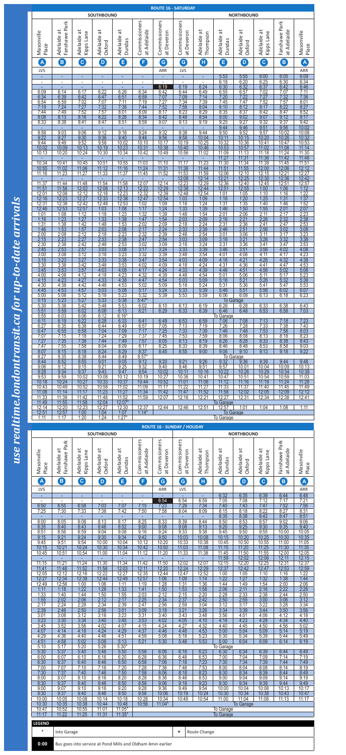*use realtime.londontransit.ca for up-to-date arrivals*

## ROUTE 16 - SATURDAY

| SOUTHBOUND | | | | | | | NORTHBOUND | | | | | | |
|---|---|---|---|---|---|---|---|---|---|---|---|---|---|
| Masonville Place | Adelaide at Fanshawe Park | Adelaide at Kipps Lane | Adelaide at Oxford | Adelaide at Dundas | Commissioners at Adelaide | Commissioners at Deveron | Commissioners at Deveron | Adelaide at Thompson | Adelaide at Dundas | Adelaide at Oxford | Adelaide at Kipps Lane | Fanshawe Park at Adelaide | Masonville Place |
| A | B | C | D | E | F | G | G | H | E | D | C | B | A |
| LVS | | | | | | ARR | LVS | | | | | | ARR |
| - | - | - | - | - | - | - | - | - | 5:53 | 5:55 | 6:00 | 6:05 | 6:09 |
| - | - | - | - | - | - | - | - | - | 6:18 | 6:20 | 6:25 | 6:30 | 6:34 |
| - | - | - | - | - | - | - | 6:19 | 6:24 | 6:30 | 6:32 | 6:37 | 6:42 | 6:46 |
| 6:09 | 6:14 | 6:17 | 6:22 | 6:26 | 6:34 | 6:42 | 6:44 | 6:49 | 6:55 | 6:57 | 7:02 | 7:07 | 7:11 |
| 6:34 | 6:39 | 6:42 | 6:47 | 6:51 | 6:59 | 7:07 | 7:09 | 7:14 | 7:20 | 7:22 | 7:27 | 7:32 | 7:36 |
| 6:54 | 6:59 | 7:02 | 7:07 | 7:11 | 7:19 | 7:27 | 7:34 | 7:39 | 7:45 | 7:47 | 7:52 | 7:57 | 8:01 |
| 7:19 | 7:24 | 7:27 | 7:32 | 7:36 | 7:44 | 7:52 | 7:58 | 8:04 | 8:10 | 8:12 | 8:17 | 8:22 | 8:27 |
| 7:44 | 7:49 | 7:52 | 7:57 | 8:01 | 8:09 | 8:17 | 8:23 | 8:29 | 8:35 | 8:37 | 8:42 | 8:47 | 8:52 |
| 8:08 | 8:13 | 8:16 | 8:22 | 8:26 | 8:34 | 8:42 | 8:48 | 8:54 | 9:00 | 9:02 | 9:07 | 9:12 | 9:17 |
| 8:33 | 8:38 | 8:41 | 8:47 | 8:51 | 8:59 | 9:07 | 9:13 | 9:19 | 9:25 | 9:27 | 9:32 | 9:37 | 9:42 |
| - | - | - | - | - | - | - | - | - | 9:44 | 9:46 | 9:51 | 9:56 | 10:02 |
| 8:58 | 9:03 | 9:06 | 9:12 | 9:16 | 9:24 | 9:32 | 9:38 | 9:44 | 9:50 | 9:52 | 9:57 | 10:02 | 10:08 |
| 9:22 | 9:27 | 9:30 | 9:36 | 9:40 | 9:48 | 9:56 | 9:58 | 10:04 | 10:11 | 10:15 | 10:20 | 10:26 | 10:32 |
| 9:44 | 9:49 | 9:52 | 9:58 | 10:02 | 10:10 | 10:17 | 10:19 | 10:25 | 10:32 | 10:36 | 10:41 | 10:47 | 10:53 |
| 10:02 | 10:09 | 10:13 | 10:19 | 10:23 | 10:31 | 10:38 | 10:40 | 10:46 | 10:53 | 10:57 | 11:02 | 11:08 | 11:14 |
| 10:13 | 10:20 | 10:24 | 10:30 | 10:34 | 10:42 | 10:49 | 10:56 | 11:02 | 11:09 | 11:13 | 11:18 | 11:24 | 11:30 |
| - | - | - | - | - | - | - | - | - | 11:27 | 11:31 | 11:36 | 11:42 | 11:48 |
| 10:34 | 10:41 | 10:45 | 10:51 | 10:55 | 11:03 | 11:10 | 11:17 | 11:23 | 11:30 | 11:34 | 11:39 | 11:45 | 11:51 |
| 10:55 | 11:02 | 11:06 | 11:12 | 11:16 | 11:24 | 11:31 | 11:38 | 11:44 | 11:51 | 11:55 | 12:00 | 12:06 | 12:12 |
| 11:16 | 11:23 | 11:27 | 11:33 | 11:37 | 11:45 | 11:52 | 11:53 | 11:59 | 12:06 | 12:10 | 12:15 | 12:21 | 12:27 |
| - | - | - | - | - | - | - | 12:08 | 12:14 | 12:21 | 12:25 | 12:30 | 12:36 | 12:42 |
| 11:37 | 11:44 | 11:48 | 11:54 | 11:58 | 12:07 | 12:14 | 12:23 | 12:29 | 12:36 | 12:40 | 12:45 | 12:51 | 12:57 |
| 11:51 | 11:58 | 12:02 | 12:08 | 12:13 | 12:22 | 12:29 | 12:38 | 12:44 | 12:51 | 12:55 | 1:00 | 1:06 | 1:12 |
| 12:01 | 12:08 | 12:12 | 12:18 | 12:23 | 12:32 | 12:39 | 12:48 | 12:54 | 1:01 | 1:05 | 1:10 | 1:16 | 1:22 |
| 12:16 | 12:23 | 12:27 | 12:33 | 12:38 | 12:47 | 12:54 | 1:03 | 1:09 | 1:16 | 1:20 | 1:25 | 1:31 | 1:37 |
| 12:31 | 12:38 | 12:42 | 12:48 | 12:53 | 1:02 | 1:09 | 1:18 | 1:24 | 1:31 | 1:35 | 1:40 | 1:46 | 1:52 |
| 12:46 | 12:53 | 12:57 | 1:03 | 1:08 | 1:17 | 1:24 | 1:33 | 1:39 | 1:46 | 1:50 | 1:55 | 2:01 | 2:07 |
| 1:01 | 1:08 | 1:12 | 1:18 | 1:23 | 1:32 | 1:39 | 1:48 | 1:54 | 2:01 | 2:06 | 2:11 | 2:17 | 2:23 |
| 1:16 | 1:23 | 1:27 | 1:33 | 1:38 | 1:47 | 1:54 | 2:03 | 2:09 | 2:16 | 2:21 | 2:26 | 2:32 | 2:38 |
| 1:31 | 1:38 | 1:42 | 1:48 | 1:53 | 2:02 | 2:09 | 2:18 | 2:24 | 2:31 | 2:36 | 2:41 | 2:47 | 2:53 |
| 1:46 | 1:53 | 1:57 | 2:03 | 2:08 | 2:17 | 2:24 | 2:33 | 2:39 | 2:46 | 2:51 | 2:56 | 3:02 | 3:08 |
| 2:00 | 2:08 | 2:12 | 2:18 | 2:23 | 2:32 | 2:39 | 2:48 | 2:54 | 3:01 | 3:06 | 3:11 | 3:17 | 3:23 |
| 2:15 | 2:23 | 2:27 | 2:33 | 2:38 | 2:47 | 2:54 | 3:03 | 3:09 | 3:16 | 3:21 | 3:26 | 3:32 | 3:38 |
| 2:30 | 2:38 | 2:42 | 2:48 | 2:53 | 3:02 | 3:09 | 3:18 | 3:24 | 3:31 | 3:36 | 3:41 | 3:47 | 3:53 |
| 2:45 | 2:53 | 2:57 | 3:03 | 3:08 | 3:17 | 3:24 | 3:33 | 3:39 | 3:46 | 3:51 | 3:56 | 4:02 | 4:08 |
| 3:00 | 3:08 | 3:12 | 3:18 | 3:23 | 3:32 | 3:39 | 3:48 | 3:54 | 4:01 | 4:06 | 4:11 | 4:17 | 4:23 |
| 3:15 | 3:23 | 3:27 | 3:33 | 3:38 | 3:47 | 3:54 | 4:03 | 4:09 | 4:16 | 4:21 | 4:26 | 4:32 | 4:38 |
| 3:30 | 3:38 | 3:42 | 3:48 | 3:53 | 4:02 | 4:09 | 4:18 | 4:24 | 4:31 | 4:36 | 4:41 | 4:47 | 4:53 |
| 3:45 | 3:53 | 3:57 | 4:03 | 4:08 | 4:17 | 4:24 | 4:33 | 4:39 | 4:46 | 4:51 | 4:56 | 5:02 | 5:08 |
| 4:00 | 4:08 | 4:12 | 4:18 | 4:23 | 4:32 | 4:39 | 4:48 | 4:54 | 5:01 | 5:06 | 5:11 | 5:17 | 5:23 |
| 4:15 | 4:23 | 4:27 | 4:33 | 4:38 | 4:47 | 4:54 | 5:03 | 5:09 | 5:16 | 5:21 | 5:26 | 5:32 | 5:38 |
| 4:30 | 4:38 | 4:42 | 4:48 | 4:53 | 5:02 | 5:09 | 5:18 | 5:24 | 5:31 | 5:36 | 5:41 | 5:47 | 5:53 |
| 4:45 | 4:53 | 4:57 | 5:03 | 5:08 | 5:17 | 5:24 | 5:33 | 5:39 | 5:46 | 5:51 | 5:56 | 6:02 | 6:07 |
| 5:00 | 5:08 | 5:12 | 5:18 | 5:23 | 5:32 | 5:39 | 5:53 | 5:59 | 6:06 | 6:08 | 6:13 | 6:18 | 6:23 |
| 5:15 | 5:23 | 5:27 | 5:33 | 5:38 | 5:47* | | | | To Garage | | | | |
| 5:30 | 5:38 | 5:42 | 5:48 | 5:53 | 6:02 | 6:10 | 6:13 | 6:19 | 6:26 | 6:28 | 6:33 | 6:38 | 6:43 |
| 5:51 | 5:59 | 6:02 | 6:08 | 6:13 | 6:21 | 6:29 | 6:33 | 6:39 | 6:46 | 6:48 | 6:53 | 6:58 | 7:03 |
| 5:55 | 6:03 | 6:06 | 6:12 | 6:16* | | | | | To Garage | | | | |
| 6:11 | 6:19 | 6:22 | 6:28 | 6:33 | 6:41 | 6:49 | 6:53 | 6:59 | 7:06 | 7:08 | 7:13 | 7:18 | 7:23 |
| 6:27 | 6:35 | 6:38 | 6:44 | 6:49 | 6:57 | 7:05 | 7:13 | 7:19 | 7:26 | 7:28 | 7:33 | 7:38 | 7:43 |
| 6:47 | 6:55 | 6:58 | 7:04 | 7:09 | 7:17 | 7:25 | 7:33 | 7:39 | 7:46 | 7:48 | 7:53 | 7:58 | 8:03 |
| 7:07 | 7:15 | 7:18 | 7:24 | 7:29 | 7:37 | 7:45 | 7:53 | 7:59 | 8:06 | 8:08 | 8:13 | 8:18 | 8:23 |
| 7:27 | 7:35 | 7:38 | 7:44 | 7:49 | 7:57 | 8:05 | 8:13 | 8:19 | 8:26 | 8:28 | 8:33 | 8:38 | 8:43 |
| 7:47 | 7:55 | 7:58 | 8:04 | 8:09 | 8:17 | 8:25 | 8:33 | 8:39 | 8:46 | 8:48 | 8:53 | 8:58 | 9:03 |
| 8:07 | 8:15 | 8:18 | 8:24 | 8:29 | 8:37 | 8:45 | 8:55 | 9:00 | 9:06 | 9:10 | 9:13 | 9:18 | 9:22 |
| 8:27 | 8:35 | 8:38 | 8:44 | 8:49 | 8:57* | | | | To Garage | | | | |
| 8:44 | 8:52 | 8:55 | 9:01 | 9:05 | 9:12 | 9:20 | 9:21 | 9:26 | 9:32 | 9:36 | 9:39 | 9:44 | 9:48 |
| 9:06 | 9:12 | 9:15 | 9:21 | 9:25 | 9:32 | 9:40 | 9:46 | 9:51 | 9:57 | 10:01 | 10:04 | 10:09 | 10:13 |
| 9:28 | 9:34 | 9:37 | 9:43 | 9:47 | 9:54 | 10:02 | 10:11 | 10:16 | 10:22 | 10:26 | 10:29 | 10:34 | 10:38 |
| 9:53 | 9:59 | 10:02 | 10:08 | 10:12 | 10:19 | 10:27 | 10:36 | 10:41 | 10:47 | 10:51 | 10:54 | 10:59 | 11:03 |
| 10:18 | 10:24 | 10:27 | 10:33 | 10:37 | 10:44 | 10:52 | 11:01 | 11:06 | 11:12 | 11:16 | 11:19 | 11:24 | 11:28 |
| 10:43 | 10:49 | 10:52 | 10:58 | 11:02 | 11:09 | 11:17 | 11:22 | 11:27 | 11:33 | 11:37 | 11:40 | 11:45 | 11:49 |
| 11:08 | 11:14 | 11:17 | 11:23 | 11:27 | 11:34 | 11:42 | 11:47 | 11:52 | 11:58 | 12:02 | 12:05 | 12:09 | 12:12 |
| 11:33 | 11:39 | 11:42 | 11:48 | 11:52 | 11:59 | 12:07 | 12:16 | 12:21 | 12:27 | 12:31 | 12:34 | 12:38 | 12:41 |
| 11:49 | 11:55 | 11:58 | 12:04 | 12:07* | | | | | To Garage | | | | |
| 12:14 | 12:20 | 12:23 | 12:27 | 12:30 | 12:37 | 12:44 | 12:46 | 12:51 | 12:57 | 1:01 | 1:04 | 1:08 | 1:11 |
| 12:51 | 12:57 | 1:00 | 1:04 | 1:07 | 1:14* | | | | To Garage | | | | |
| 1:11 | 1:17 | 1:20 | 1:24 | 1:27* | | | | | To Garage | | | | |

## ROUTE 16 - SUNDAY / HOLIDAY

| SOUTHBOUND | | | | | | | NORTHBOUND | | | | | | |
|---|---|---|---|---|---|---|---|---|---|---|---|---|---|
| Masonville Place | Adelaide at Fanshawe Park | Adelaide at Kipps Lane | Adelaide at Oxford | Adelaide at Dundas | Commissioners at Adelaide | Commissioners at Deveron | Commissioners at Deveron | Adelaide at Thompson | Adelaide at Dundas | Adelaide at Oxford | Adelaide at Kipps Lane | Fanshawe Park at Adelaide | Masonville Place |
| A | B | C | D | E | F | G | G | H | E | D | C | B | A |
| LVS | | | | | | ARR | LVS | | | | | | ARR |
| - | - | - | - | - | - | - | - | - | 6:32 | 6:35 | 6:39 | 6:44 | 6:48 |
| - | - | - | - | - | - | 6:54 | 6:54 | 6:59 | 7:05 | 7:08 | 7:12 | 7:17 | 7:21 |
| 6:50 | 6:55 | 6:58 | 7:03 | 7:07 | 7:15 | 7:23 | 7:29 | 7:34 | 7:40 | 7:43 | 7:47 | 7:52 | 7:56 |
| 7:25 | 7:30 | 7:33 | 7:38 | 7:42 | 7:50 | 7:58 | 8:04 | 8:09 | 8:15 | 8:18 | 8:22 | 8:27 | 8:31 |
| - | - | - | - | - | - | - | - | - | 8:35 | 8:38 | 8:42 | 8:47 | 8:51 |
| 8:00 | 8:05 | 8:08 | 8:13 | 8:17 | 8:25 | 8:33 | 8:39 | 8:44 | 8:50 | 8:53 | 8:57 | 9:02 | 9:06 |
| 8:35 | 8:40 | 8:43 | 8:48 | 8:52 | 9:00 | 9:08 | 9:08 | 9:13 | 9:20 | 9:25 | 9:30 | 9:35 | 9:40 |
| 8:51 | 8:56 | 8:59 | 9:04 | 9:08 | 9:16 | 9:24 | 9:33 | 9:38 | 9:45 | 9:50 | 9:55 | 10:00 | 10:05 |
| 9:15 | 9:21 | 9:24 | 9:30 | 9:34 | 9:42 | 9:50 | 10:03 | 10:08 | 10:15 | 10:20 | 10:25 | 10:30 | 10:35 |
| 9:45 | 9:51 | 9:54 | 10:00 | 10:04 | 10:12 | 10:20 | 10:33 | 10:38 | 10:45 | 10:50 | 10:55 | 11:00 | 11:05 |
| 10:15 | 10:21 | 10:24 | 10:30 | 10:34 | 10:42 | 10:50 | 11:03 | 11:08 | 11:15 | 11:20 | 11:25 | 11:30 | 11:35 |
| 10:45 | 10:51 | 10:54 | 11:00 | 11:04 | 11:12 | 11:20 | 11:33 | 11:38 | 11:45 | 11:50 | 11:55 | 12:00 | 12:05 |
| - | - | - | - | - | - | - | - | - | 11:59 | 12:02 | 12:06 | 12:11 | 12:15 |
| 11:15 | 11:21 | 11:24 | 11:30 | 11:34 | 11:42 | 11:50 | 12:02 | 12:07 | 12:15 | 12:20 | 12:25 | 12:31 | 12:37 |
| 11:41 | 11:48 | 11:52 | 11:58 | 12:03 | 12:11 | 12:20 | 12:24 | 12:29 | 12:37 | 12:42 | 12:48 | 12:53 | 12:59 |
| 12:05 | 12:12 | 12:16 | 12:22 | 12:27 | 12:35 | 12:44 | 12:47 | 12:52 | 1:00 | 1:05 | 1:10 | 1:16 | 1:22 |
| 12:27 | 12:34 | 12:38 | 12:44 | 12:49 | 12:57 | 1:06 | 1:09 | 1:14 | 1:22 | 1:27 | 1:32 | 1:38 | 1:44 |
| 12:49 | 12:56 | 1:00 | 1:06 | 1:11 | 1:19 | 1:28 | 1:31 | 1:36 | 1:44 | 1:49 | 1:54 | 2:00 | 2:06 |
| 1:11 | 1:18 | 1:22 | 1:28 | 1:33 | 1:41 | 1:50 | 1:53 | 1:58 | 2:06 | 2:11 | 2:16 | 2:22 | 2:28 |
| 1:33 | 1:40 | 1:44 | 1:50 | 1:55 | 2:03 | 2:12 | 2:15 | 2:20 | 2:28 | 2:33 | 2:38 | 2:44 | 2:50 |
| 1:55 | 2:02 | 2:06 | 2:12 | 2:17 | 2:25 | 2:34 | 2:37 | 2:42 | 2:50 | 2:55 | 3:00 | 3:06 | 3:12 |
| 2:17 | 2:24 | 2:28 | 2:34 | 2:39 | 2:47 | 2:56 | 2:59 | 3:04 | 3:12 | 3:17 | 3:22 | 3:28 | 3:34 |
| 2:39 | 2:46 | 2:50 | 2:56 | 3:01 | 3:09 | 3:18 | 3:21 | 3:26 | 3:34 | 3:39 | 3:44 | 3:50 | 3:56 |
| 3:01 | 3:08 | 3:12 | 3:18 | 3:23 | 3:31 | 3:40 | 3:43 | 3:48 | 3:56 | 4:01 | 4:06 | 4:12 | 4:18 |
| 3:23 | 3:30 | 3:34 | 3:40 | 3:45 | 3:53 | 4:02 | 4:05 | 4:10 | 4:18 | 4:23 | 4:28 | 4:34 | 4:40 |
| 3:45 | 3:52 | 3:56 | 4:02 | 4:07 | 4:15 | 4:24 | 4:27 | 4:32 | 4:40 | 4:45 | 4:50 | 4:56 | 5:02 |
| 4:07 | 4:14 | 4:18 | 4:24 | 4:29 | 4:37 | 4:46 | 4:48 | 4:53 | 5:00 | 5:04 | 5:09 | 5:14 | 5:19 |
| 4:29 | 4:36 | 4:40 | 4:46 | 4:51 | 4:59 | 5:08 | 5:18 | 5:23 | 5:30 | 5:34 | 5:39 | 5:44 | 5:49 |
| 4:51 | 4:58 | 5:02 | 5:08 | 5:13 | 5:21 | 5:30 | 5:48 | 5:53 | 6:00 | 6:04 | 6:09 | 6:14 | 6:19 |
| 5:10 | 5:17 | 5:20 | 5:26 | 5:30* | | | | | To Garage | | | | |
| 5:30 | 5:37 | 5:40 | 5:46 | 5:50 | 5:58 | 6:06 | 6:18 | 6:23 | 6:30 | 6:34 | 6:39 | 6:44 | 6:49 |
| 6:00 | 6:07 | 6:10 | 6:16 | 6:20 | 6:28 | 6:36 | 6:48 | 6:53 | 7:00 | 7:04 | 7:09 | 7:14 | 7:19 |
| 6:30 | 6:37 | 6:40 | 6:46 | 6:50 | 6:58 | 7:06 | 7:18 | 7:23 | 7:30 | 7:34 | 7:39 | 7:44 | 7:49 |
| 7:00 | 7:07 | 7:10 | 7:16 | 7:20 | 7:28 | 7:36 | 7:48 | 7:53 | 8:00 | 8:04 | 8:08 | 8:14 | 8:19 |
| 7:30 | 7:37 | 7:40 | 7:46 | 7:50 | 7:58 | 8:06 | 8:18 | 8:23 | 8:30 | 8:34 | 8:39 | 8:44 | 8:49 |
| 8:00 | 8:07 | 8:10 | 8:16 | 8:20 | 8:28 | 8:36 | 8:48 | 8:53 | 9:00 | 9:04 | 9:09 | 9:14 | 9:19 |
| 8:30 | 8:37 | 8:40 | 8:46 | 8:50 | 8:58 | 9:06 | 9:18 | 9:23 | 9:30 | 9:34 | 9:39 | 9:44 | 9:49 |
| 9:00 | 9:07 | 9:10 | 9:16 | 9:20 | 9:28 | 9:36 | 9:49 | 9:54 | 10:00 | 10:04 | 10:08 | 10:13 | 10:17 |
| 9:30 | 9:37 | 9:40 | 9:46 | 9:50 | 9:58 | 10:06 | 10:19 | 10:24 | 10:30 | 10:34 | 10:38 | 10:43 | 10:47 |
| 10:00 | 10:05 | 10:08 | 10:14 | 10:18 | 10:26 | 10:34 | 10:49 | 10:54 | 11:00 | 11:04 | 11:08 | 11:13 | 11:17 |
| 10:30 | 10:35 | 10:38 | 10:44 | 10:48 | 10:56 | 11:04* | | | To Garage | | | | |
| 10:47 | 10:52 | 10:55 | 11:01 | 11:05* | | | | | To Garage | | | | |
| 11:17 | 11:22 | 11:25 | 11:31 | 11:35* | | | | | To Garage | | | | |

**LEGEND**

| Symbol | Meaning | Symbol | Meaning |
|---|---|---|---|
| * | Into Garage | + | Route Change |
| 0:00 | Bus goes into service at Pond Mills and Oldham 4min earlier | | |